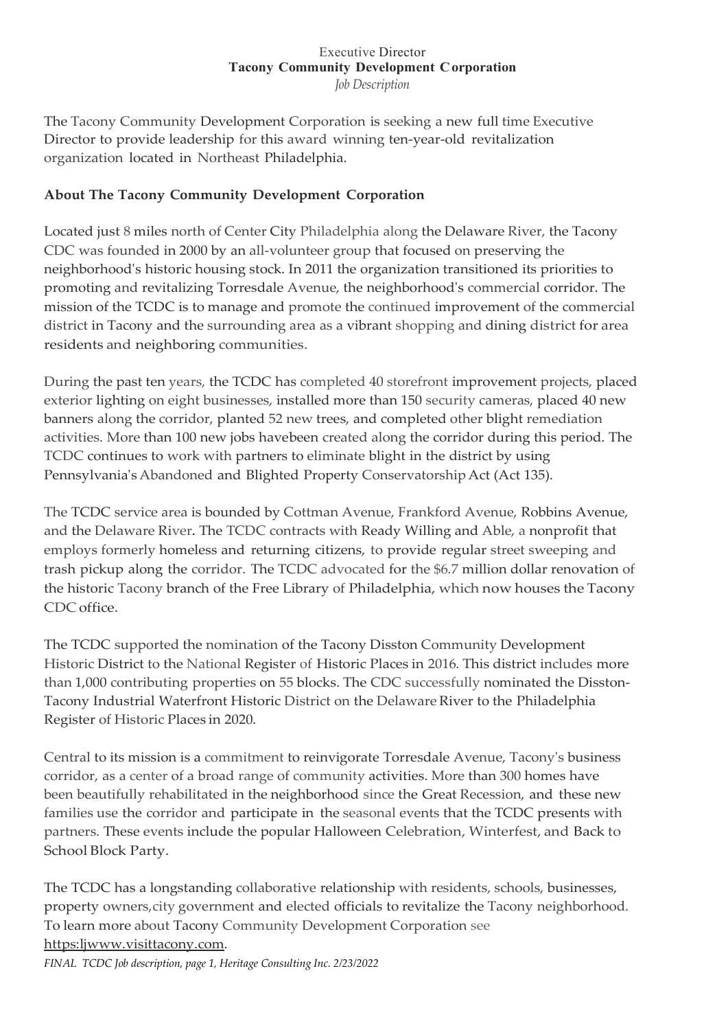Executive Director
**Tacony Community Development Corporation**
*Job Description*

The Tacony Community Development Corporation is seeking a new full time Executive Director to provide leadership for this award winning ten-year-old revitalization organization located in Northeast Philadelphia.

## About The Tacony Community Development Corporation

Located just 8 miles north of Center City Philadelphia along the Delaware River, the Tacony CDC was founded in 2000 by an all-volunteer group that focused on preserving the neighborhood's historic housing stock. In 2011 the organization transitioned its priorities to promoting and revitalizing Torresdale Avenue, the neighborhood's commercial corridor. The mission of the TCDC is to manage and promote the continued improvement of the commercial district in Tacony and the surrounding area as a vibrant shopping and dining district for area residents and neighboring communities.

During the past ten years, the TCDC has completed 40 storefront improvement projects, placed exterior lighting on eight businesses, installed more than 150 security cameras, placed 40 new banners along the corridor, planted 52 new trees, and completed other blight remediation activities. More than 100 new jobs havebeen created along the corridor during this period. The TCDC continues to work with partners to eliminate blight in the district by using Pennsylvania's Abandoned and Blighted Property Conservatorship Act (Act 135).

The TCDC service area is bounded by Cottman Avenue, Frankford Avenue, Robbins Avenue, and the Delaware River. The TCDC contracts with Ready Willing and Able, a nonprofit that employs formerly homeless and returning citizens, to provide regular street sweeping and trash pickup along the corridor. The TCDC advocated for the $6.7 million dollar renovation of the historic Tacony branch of the Free Library of Philadelphia, which now houses the Tacony CDC office.

The TCDC supported the nomination of the Tacony Disston Community Development Historic District to the National Register of Historic Places in 2016. This district includes more than 1,000 contributing properties on 55 blocks. The CDC successfully nominated the Disston-Tacony Industrial Waterfront Historic District on the Delaware River to the Philadelphia Register of Historic Places in 2020.

Central to its mission is a commitment to reinvigorate Torresdale Avenue, Tacony's business corridor, as a center of a broad range of community activities. More than 300 homes have been beautifully rehabilitated in the neighborhood since the Great Recession, and these new families use the corridor and participate in the seasonal events that the TCDC presents with partners. These events include the popular Halloween Celebration, Winterfest, and Back to School Block Party.

The TCDC has a longstanding collaborative relationship with residents, schools, businesses, property owners,city government and elected officials to revitalize the Tacony neighborhood. To learn more about Tacony Community Development Corporation see https:ljwww.visittacony.com.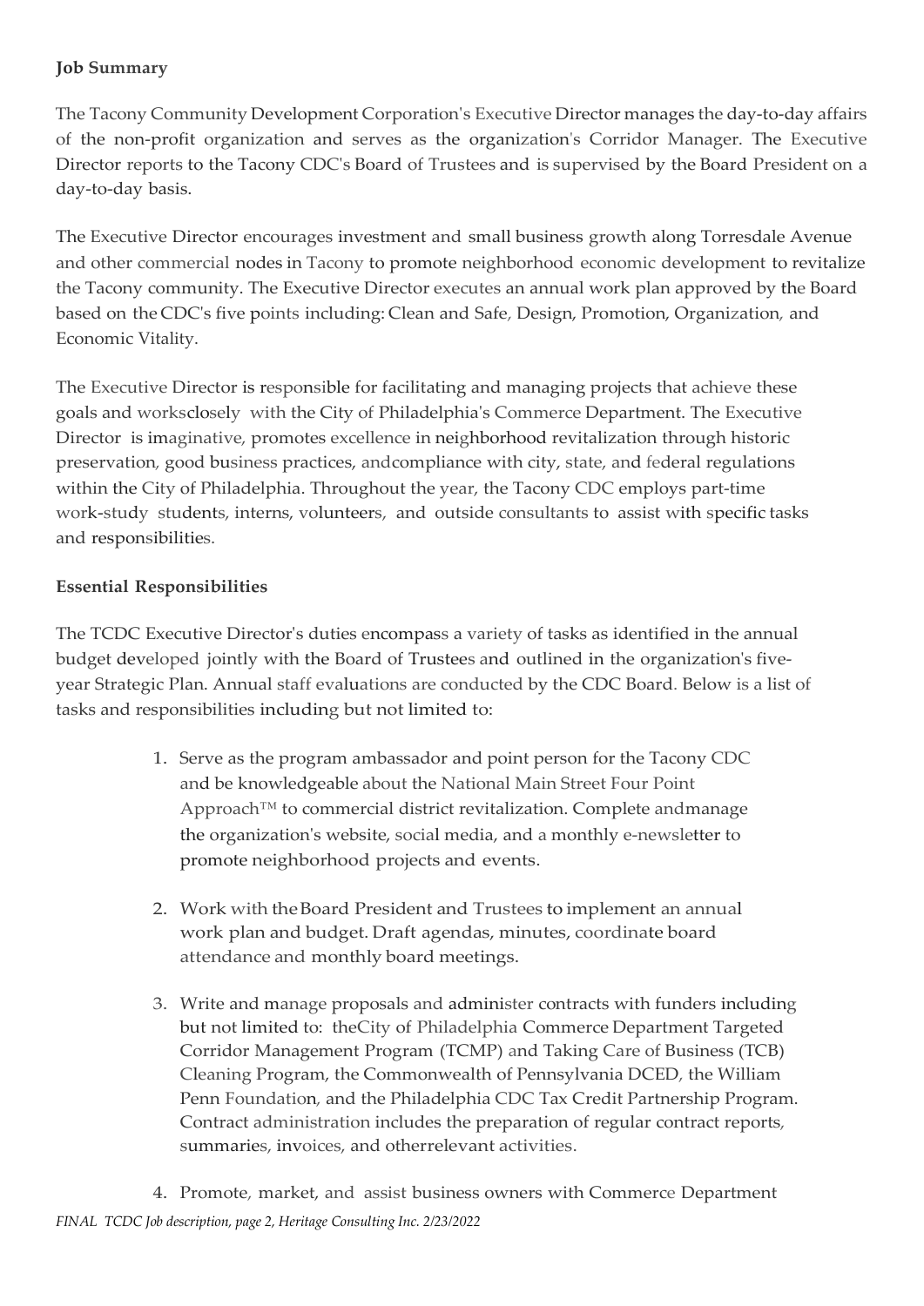**Job Summary**

The Tacony Community Development Corporation's Executive Director manages the day-to-day affairs of the non-profit organization and serves as the organization's Corridor Manager. The Executive Director reports to the Tacony CDC's Board of Trustees and is supervised by the Board President on a day-to-day basis.

The Executive Director encourages investment and small business growth along Torresdale Avenue and other commercial nodes in Tacony to promote neighborhood economic development to revitalize the Tacony community. The Executive Director executes an annual work plan approved by the Board based on the CDC's five points including: Clean and Safe, Design, Promotion, Organization, and Economic Vitality.

The Executive Director is responsible for facilitating and managing projects that achieve these goals and worksclosely with the City of Philadelphia's Commerce Department. The Executive Director is imaginative, promotes excellence in neighborhood revitalization through historic preservation, good business practices, andcompliance with city, state, and federal regulations within the City of Philadelphia. Throughout the year, the Tacony CDC employs part-time work-study students, interns, volunteers, and outside consultants to assist with specific tasks and responsibilities.

**Essential Responsibilities**

The TCDC Executive Director's duties encompass a variety of tasks as identified in the annual budget developed jointly with the Board of Trustees and outlined in the organization's five-year Strategic Plan. Annual staff evaluations are conducted by the CDC Board. Below is a list of tasks and responsibilities including but not limited to:

1. Serve as the program ambassador and point person for the Tacony CDC and be knowledgeable about the National Main Street Four Point Approach™ to commercial district revitalization. Complete andmanage the organization's website, social media, and a monthly e-newsletter to promote neighborhood projects and events.

2. Work with theBoard President and Trustees to implement an annual work plan and budget. Draft agendas, minutes, coordinate board attendance and monthly board meetings.

3. Write and manage proposals and administer contracts with funders including but not limited to: theCity of Philadelphia Commerce Department Targeted Corridor Management Program (TCMP) and Taking Care of Business (TCB) Cleaning Program, the Commonwealth of Pennsylvania DCED, the William Penn Foundation, and the Philadelphia CDC Tax Credit Partnership Program. Contract administration includes the preparation of regular contract reports, summaries, invoices, and otherrelevant activities.

4. Promote, market, and assist business owners with Commerce Department

*FINAL TCDC Job description, page 2, Heritage Consulting Inc. 2/23/2022*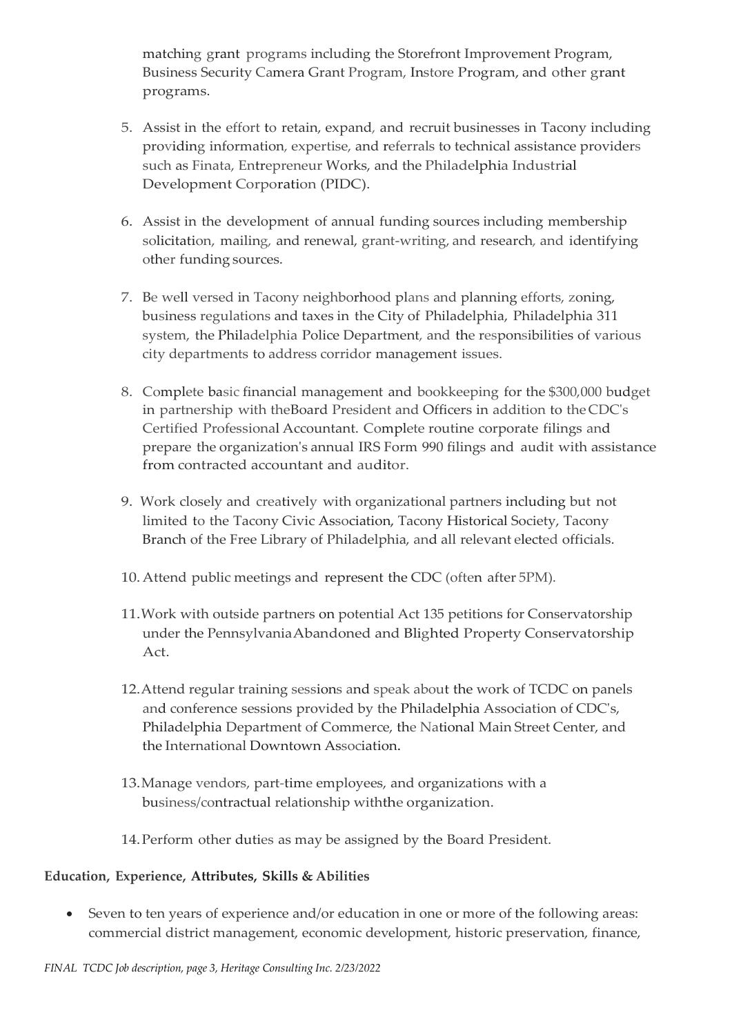matching grant programs including the Storefront Improvement Program, Business Security Camera Grant Program, Instore Program, and other grant programs.

5. Assist in the effort to retain, expand, and recruit businesses in Tacony including providing information, expertise, and referrals to technical assistance providers such as Finata, Entrepreneur Works, and the Philadelphia Industrial Development Corporation (PIDC).

6. Assist in the development of annual funding sources including membership solicitation, mailing, and renewal, grant-writing, and research, and identifying other funding sources.

7. Be well versed in Tacony neighborhood plans and planning efforts, zoning, business regulations and taxes in the City of Philadelphia, Philadelphia 311 system, the Philadelphia Police Department, and the responsibilities of various city departments to address corridor management issues.

8. Complete basic financial management and bookkeeping for the $300,000 budget in partnership with theBoard President and Officers in addition to the CDC's Certified Professional Accountant. Complete routine corporate filings and prepare the organization's annual IRS Form 990 filings and audit with assistance from contracted accountant and auditor.

9. Work closely and creatively with organizational partners including but not limited to the Tacony Civic Association, Tacony Historical Society, Tacony Branch of the Free Library of Philadelphia, and all relevant elected officials.

10. Attend public meetings and represent the CDC (often after 5PM).

11. Work with outside partners on potential Act 135 petitions for Conservatorship under the Pennsylvania Abandoned and Blighted Property Conservatorship Act.

12. Attend regular training sessions and speak about the work of TCDC on panels and conference sessions provided by the Philadelphia Association of CDC's, Philadelphia Department of Commerce, the National Main Street Center, and the International Downtown Association.

13. Manage vendors, part-time employees, and organizations with a business/contractual relationship withthe organization.

14. Perform other duties as may be assigned by the Board President.

**Education, Experience, Attributes, Skills & Abilities**

- Seven to ten years of experience and/or education in one or more of the following areas: commercial district management, economic development, historic preservation, finance,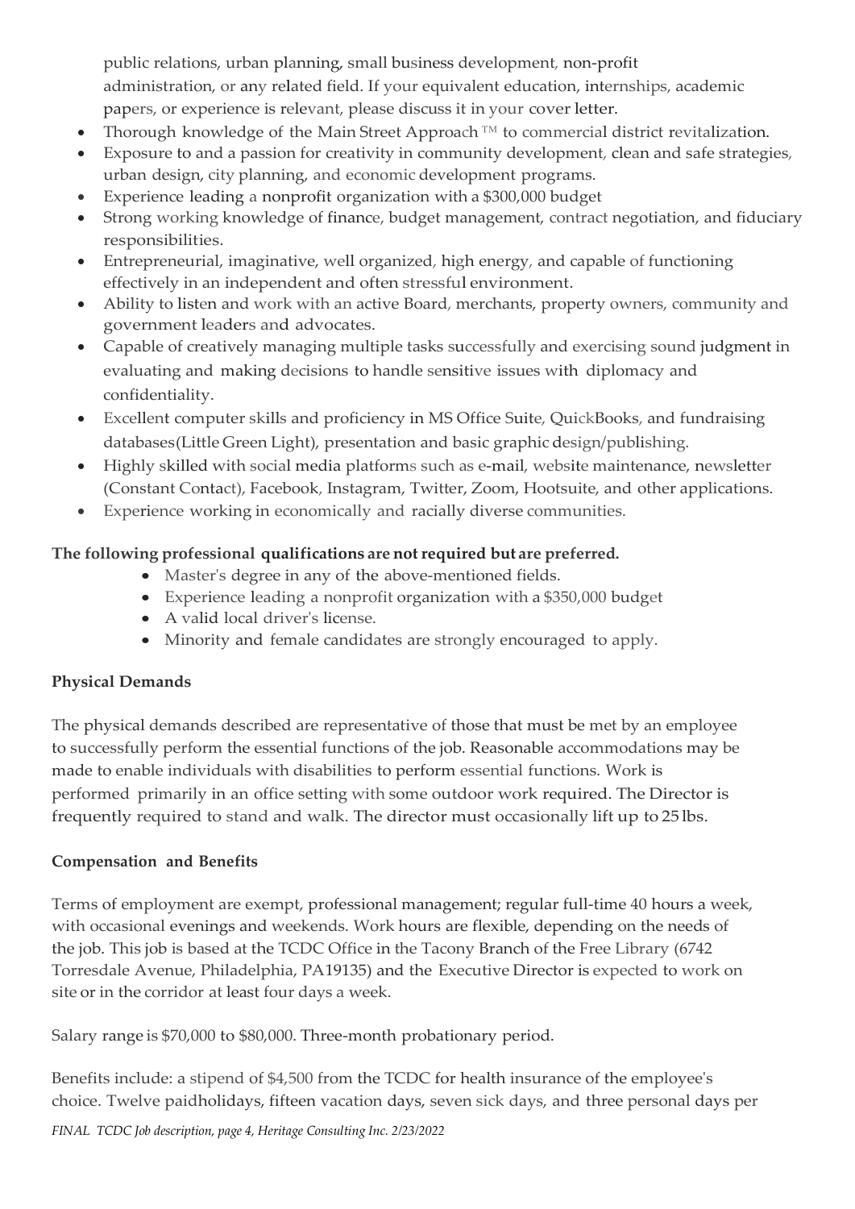public relations, urban planning, small business development, non-profit administration, or any related field. If your equivalent education, internships, academic papers, or experience is relevant, please discuss it in your cover letter.

- Thorough knowledge of the Main Street Approach ™ to commercial district revitalization.
- Exposure to and a passion for creativity in community development, clean and safe strategies, urban design, city planning, and economic development programs.
- Experience leading a nonprofit organization with a $300,000 budget
- Strong working knowledge of finance, budget management, contract negotiation, and fiduciary responsibilities.
- Entrepreneurial, imaginative, well organized, high energy, and capable of functioning effectively in an independent and often stressful environment.
- Ability to listen and work with an active Board, merchants, property owners, community and government leaders and advocates.
- Capable of creatively managing multiple tasks successfully and exercising sound judgment in evaluating and making decisions to handle sensitive issues with diplomacy and confidentiality.
- Excellent computer skills and proficiency in MS Office Suite, QuickBooks, and fundraising databases(Little Green Light), presentation and basic graphic design/publishing.
- Highly skilled with social media platforms such as e-mail, website maintenance, newsletter (Constant Contact), Facebook, Instagram, Twitter, Zoom, Hootsuite, and other applications.
- Experience working in economically and racially diverse communities.

**The following professional qualifications are not required but are preferred.**

- Master's degree in any of the above-mentioned fields.
- Experience leading a nonprofit organization with a $350,000 budget
- A valid local driver's license.
- Minority and female candidates are strongly encouraged to apply.

**Physical Demands**

The physical demands described are representative of those that must be met by an employee to successfully perform the essential functions of the job. Reasonable accommodations may be made to enable individuals with disabilities to perform essential functions. Work is performed primarily in an office setting with some outdoor work required. The Director is frequently required to stand and walk. The director must occasionally lift up to 25 lbs.

**Compensation and Benefits**

Terms of employment are exempt, professional management; regular full-time 40 hours a week, with occasional evenings and weekends. Work hours are flexible, depending on the needs of the job. This job is based at the TCDC Office in the Tacony Branch of the Free Library (6742 Torresdale Avenue, Philadelphia, PA19135) and the Executive Director is expected to work on site or in the corridor at least four days a week.

Salary range is $70,000 to $80,000. Three-month probationary period.

Benefits include: a stipend of $4,500 from the TCDC for health insurance of the employee's choice. Twelve paidholidays, fifteen vacation days, seven sick days, and three personal days per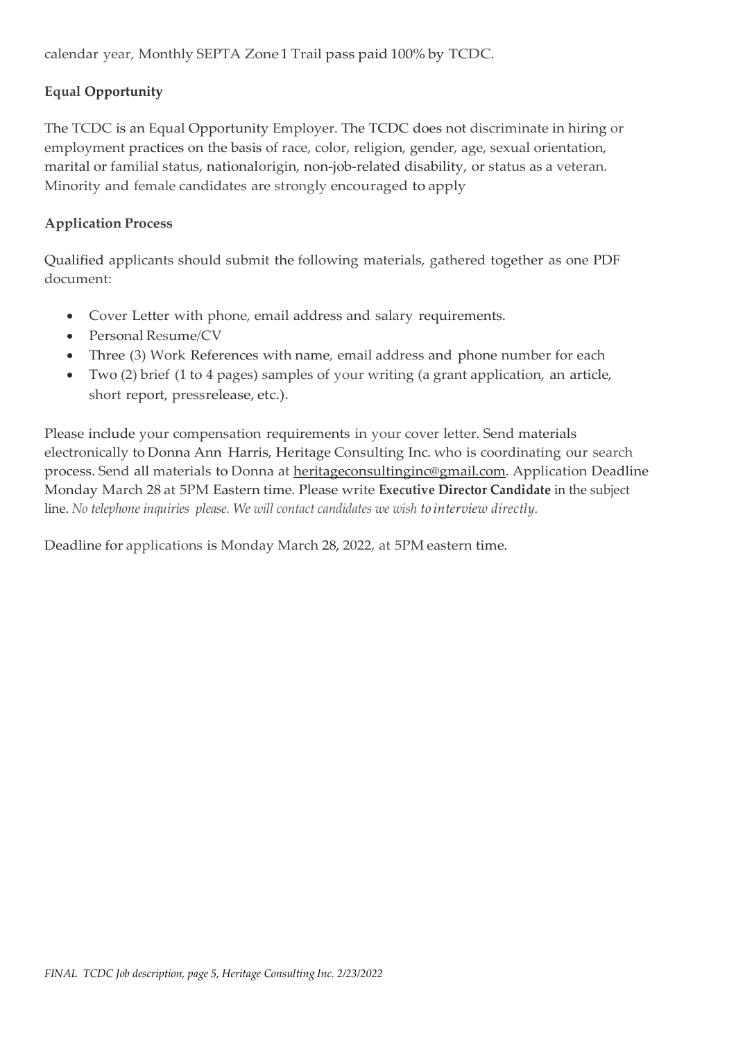calendar year, Monthly SEPTA Zone 1 Trail pass paid 100% by TCDC.

**Equal Opportunity**

The TCDC is an Equal Opportunity Employer. The TCDC does not discriminate in hiring or employment practices on the basis of race, color, religion, gender, age, sexual orientation, marital or familial status, nationalorigin, non-job-related disability, or status as a veteran. Minority and female candidates are strongly encouraged to apply

**Application Process**

Qualified applicants should submit the following materials, gathered together as one PDF document:

- Cover Letter with phone, email address and salary requirements.
- Personal Resume/CV
- Three (3) Work References with name, email address and phone number for each
- Two (2) brief (1 to 4 pages) samples of your writing (a grant application, an article, short report, pressrelease, etc.).

Please include your compensation requirements in your cover letter. Send materials electronically to Donna Ann Harris, Heritage Consulting Inc. who is coordinating our search process. Send all materials to Donna at heritageconsultinginc@gmail.com. Application Deadline Monday March 28 at 5PM Eastern time. Please write **Executive Director Candidate** in the subject line. *No telephone inquiries please. We will contact candidates we wish to interview directly.*

Deadline for applications is Monday March 28, 2022, at 5PM eastern time.